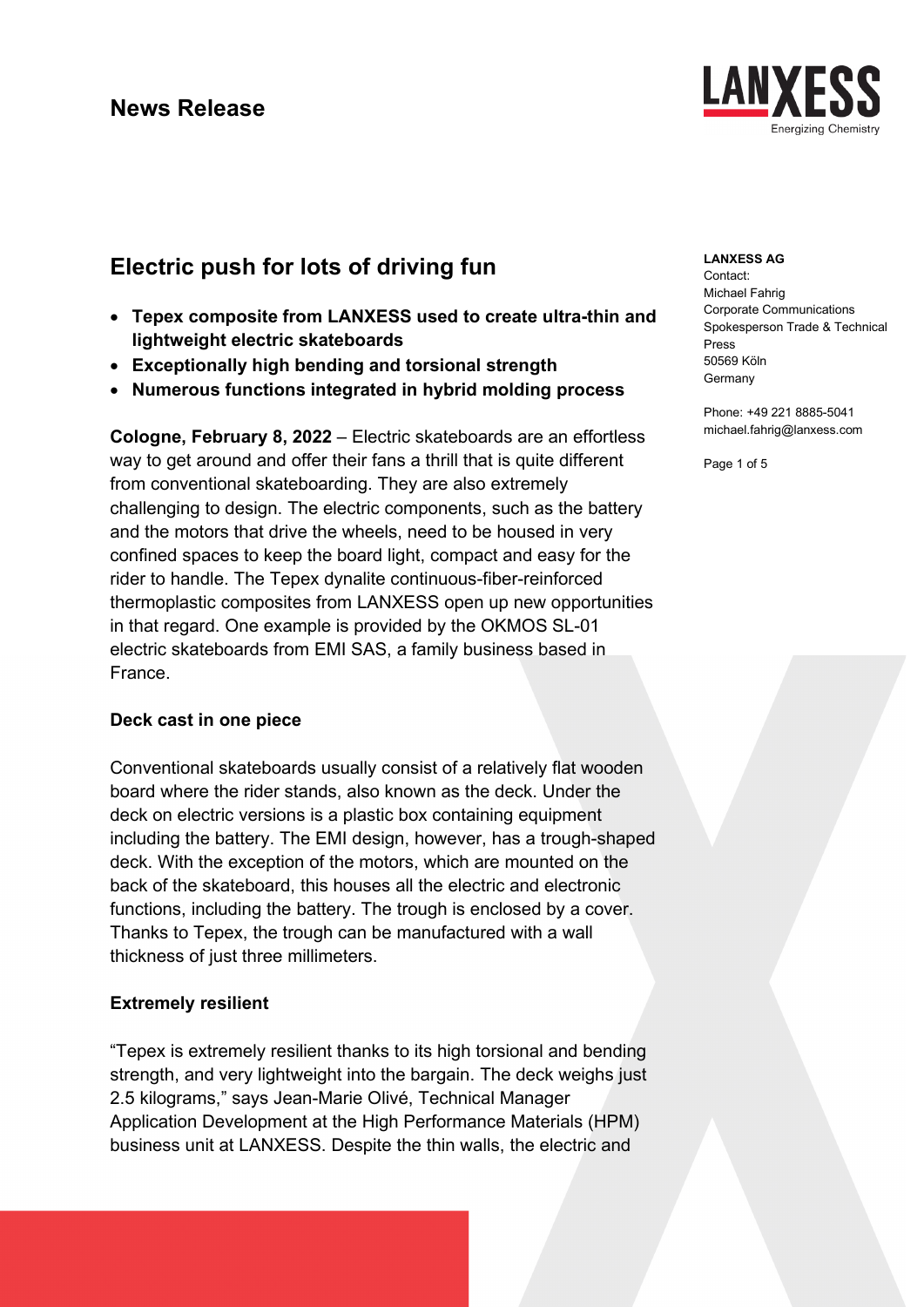# News Release

**LANXESS AG**
Contact:
Michael Fahrig
Corporate Communications
Spokesperson Trade & Technical Press
50569 Köln
Germany

Phone: +49 221 8885-5041
michael.fahrig@lanxess.com

## Electric push for lots of driving fun

- **Tepex composite from LANXESS used to create ultra-thin and lightweight electric skateboards**
- **Exceptionally high bending and torsional strength**
- **Numerous functions integrated in hybrid molding process**

**Cologne, February 8, 2022** – Electric skateboards are an effortless way to get around and offer their fans a thrill that is quite different from conventional skateboarding. They are also extremely challenging to design. The electric components, such as the battery and the motors that drive the wheels, need to be housed in very confined spaces to keep the board light, compact and easy for the rider to handle. The Tepex dynalite continuous-fiber-reinforced thermoplastic composites from LANXESS open up new opportunities in that regard. One example is provided by the OKMOS SL-01 electric skateboards from EMI SAS, a family business based in France.

### Deck cast in one piece

Conventional skateboards usually consist of a relatively flat wooden board where the rider stands, also known as the deck. Under the deck on electric versions is a plastic box containing equipment including the battery. The EMI design, however, has a trough-shaped deck. With the exception of the motors, which are mounted on the back of the skateboard, this houses all the electric and electronic functions, including the battery. The trough is enclosed by a cover. Thanks to Tepex, the trough can be manufactured with a wall thickness of just three millimeters.

### Extremely resilient

"Tepex is extremely resilient thanks to its high torsional and bending strength, and very lightweight into the bargain. The deck weighs just 2.5 kilograms," says Jean-Marie Olivé, Technical Manager Application Development at the High Performance Materials (HPM) business unit at LANXESS. Despite the thin walls, the electric and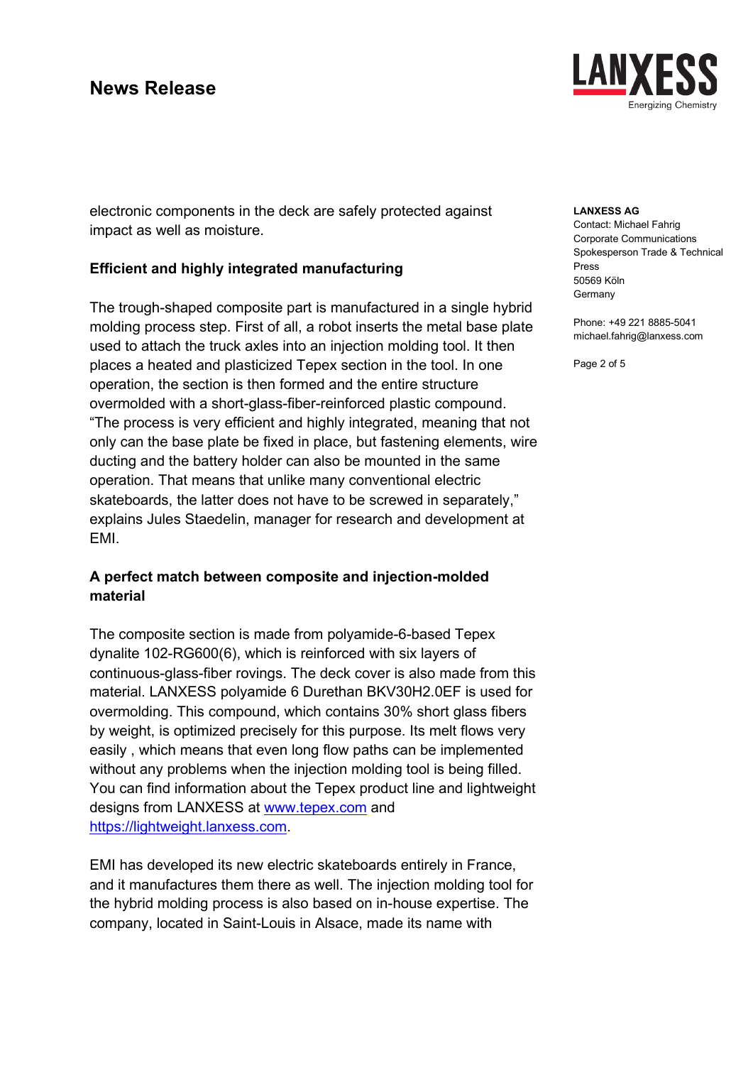electronic components in the deck are safely protected against impact as well as moisture.

**Efficient and highly integrated manufacturing**

The trough-shaped composite part is manufactured in a single hybrid molding process step. First of all, a robot inserts the metal base plate used to attach the truck axles into an injection molding tool. It then places a heated and plasticized Tepex section in the tool. In one operation, the section is then formed and the entire structure overmolded with a short-glass-fiber-reinforced plastic compound. "The process is very efficient and highly integrated, meaning that not only can the base plate be fixed in place, but fastening elements, wire ducting and the battery holder can also be mounted in the same operation. That means that unlike many conventional electric skateboards, the latter does not have to be screwed in separately," explains Jules Staedelin, manager for research and development at EMI.

**A perfect match between composite and injection-molded material**

The composite section is made from polyamide-6-based Tepex dynalite 102-RG600(6), which is reinforced with six layers of continuous-glass-fiber rovings. The deck cover is also made from this material. LANXESS polyamide 6 Durethan BKV30H2.0EF is used for overmolding. This compound, which contains 30% short glass fibers by weight, is optimized precisely for this purpose. Its melt flows very easily , which means that even long flow paths can be implemented without any problems when the injection molding tool is being filled. You can find information about the Tepex product line and lightweight designs from LANXESS at www.tepex.com and https://lightweight.lanxess.com.

EMI has developed its new electric skateboards entirely in France, and it manufactures them there as well. The injection molding tool for the hybrid molding process is also based on in-house expertise. The company, located in Saint-Louis in Alsace, made its name with

**LANXESS AG**
Contact: Michael Fahrig
Corporate Communications
Spokesperson Trade & Technical Press
50569 Köln
Germany

Phone: +49 221 8885-5041
michael.fahrig@lanxess.com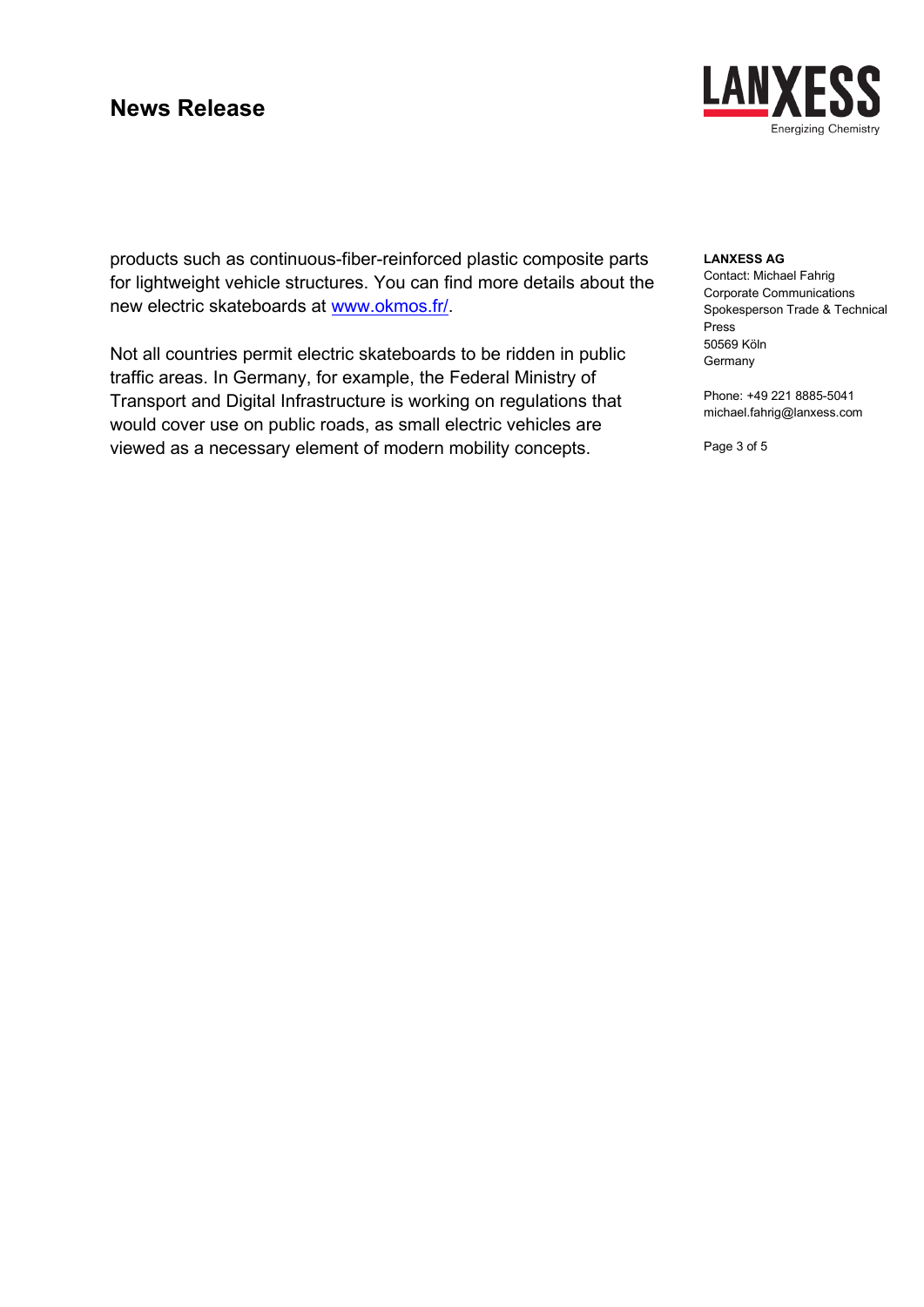products such as continuous-fiber-reinforced plastic composite parts for lightweight vehicle structures. You can find more details about the new electric skateboards at www.okmos.fr/.

Not all countries permit electric skateboards to be ridden in public traffic areas. In Germany, for example, the Federal Ministry of Transport and Digital Infrastructure is working on regulations that would cover use on public roads, as small electric vehicles are viewed as a necessary element of modern mobility concepts.

**LANXESS AG**
Contact: Michael Fahrig
Corporate Communications
Spokesperson Trade & Technical Press
50569 Köln
Germany

Phone: +49 221 8885-5041
michael.fahrig@lanxess.com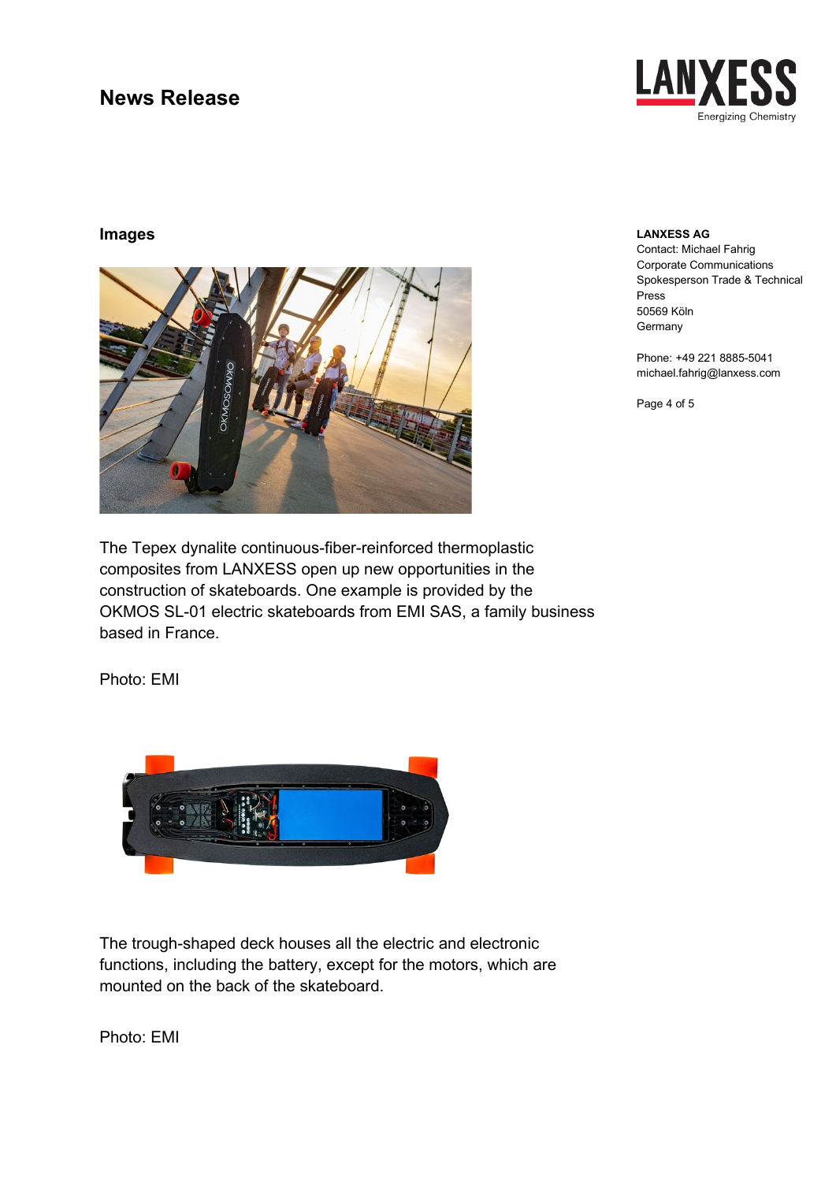## News Release

**LANXESS AG**
Contact: Michael Fahrig
Corporate Communications
Spokesperson Trade & Technical Press
50569 Köln
Germany

Phone: +49 221 8885-5041
michael.fahrig@lanxess.com

## Images

The Tepex dynalite continuous-fiber-reinforced thermoplastic composites from LANXESS open up new opportunities in the construction of skateboards. One example is provided by the OKMOS SL-01 electric skateboards from EMI SAS, a family business based in France.

Photo: EMI

The trough-shaped deck houses all the electric and electronic functions, including the battery, except for the motors, which are mounted on the back of the skateboard.

Photo: EMI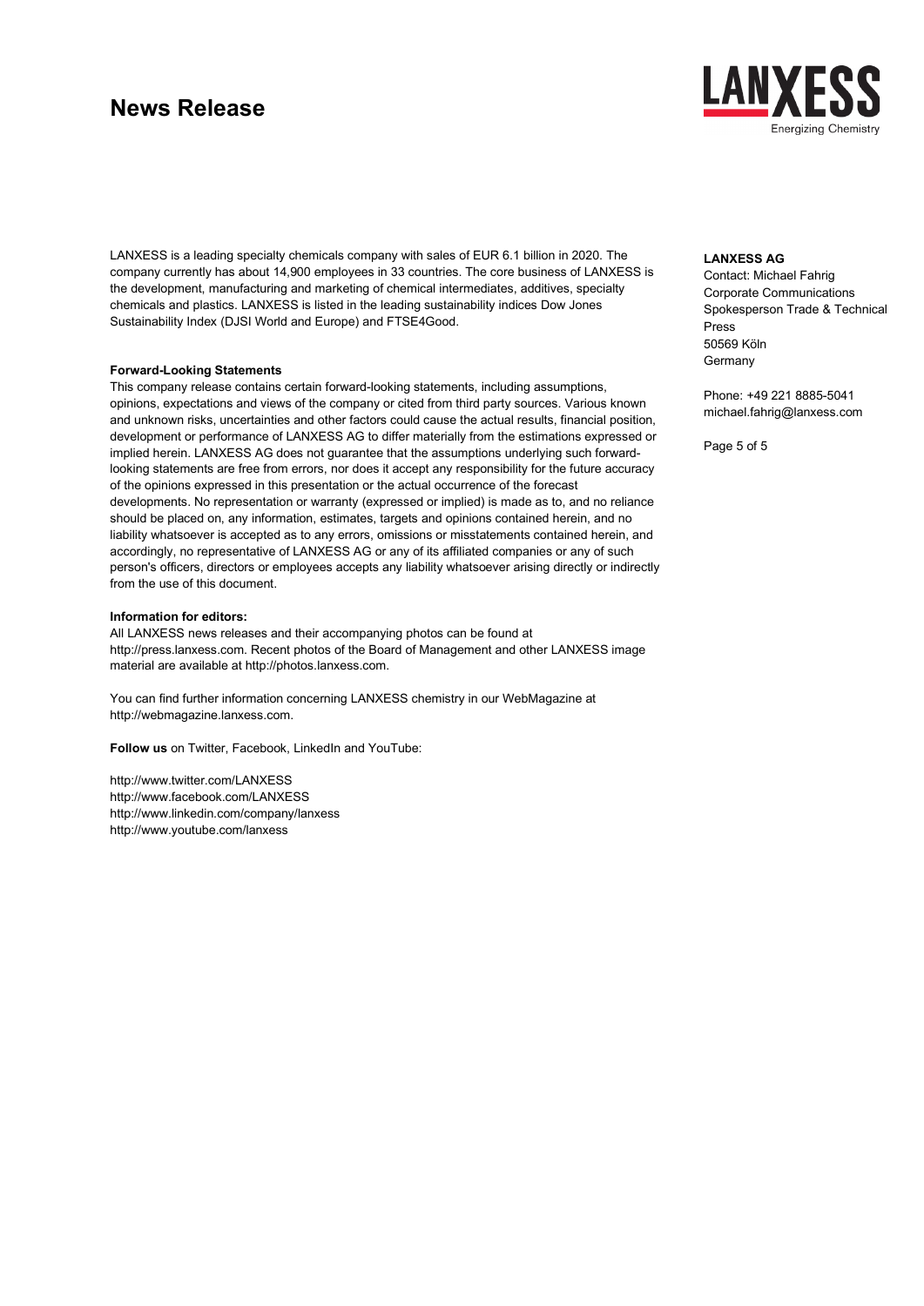LANXESS is a leading specialty chemicals company with sales of EUR 6.1 billion in 2020. The company currently has about 14,900 employees in 33 countries. The core business of LANXESS is the development, manufacturing and marketing of chemical intermediates, additives, specialty chemicals and plastics. LANXESS is listed in the leading sustainability indices Dow Jones Sustainability Index (DJSI World and Europe) and FTSE4Good.

**Forward-Looking Statements**

This company release contains certain forward-looking statements, including assumptions, opinions, expectations and views of the company or cited from third party sources. Various known and unknown risks, uncertainties and other factors could cause the actual results, financial position, development or performance of LANXESS AG to differ materially from the estimations expressed or implied herein. LANXESS AG does not guarantee that the assumptions underlying such forward-looking statements are free from errors, nor does it accept any responsibility for the future accuracy of the opinions expressed in this presentation or the actual occurrence of the forecast developments. No representation or warranty (expressed or implied) is made as to, and no reliance should be placed on, any information, estimates, targets and opinions contained herein, and no liability whatsoever is accepted as to any errors, omissions or misstatements contained herein, and accordingly, no representative of LANXESS AG or any of its affiliated companies or any of such person's officers, directors or employees accepts any liability whatsoever arising directly or indirectly from the use of this document.

**Information for editors:**

All LANXESS news releases and their accompanying photos can be found at http://press.lanxess.com. Recent photos of the Board of Management and other LANXESS image material are available at http://photos.lanxess.com.

You can find further information concerning LANXESS chemistry in our WebMagazine at http://webmagazine.lanxess.com.

**Follow us** on Twitter, Facebook, LinkedIn and YouTube:

http://www.twitter.com/LANXESS
http://www.facebook.com/LANXESS
http://www.linkedin.com/company/lanxess
http://www.youtube.com/lanxess

**LANXESS AG**
Contact: Michael Fahrig
Corporate Communications
Spokesperson Trade & Technical Press
50569 Köln
Germany

Phone: +49 221 8885-5041
michael.fahrig@lanxess.com